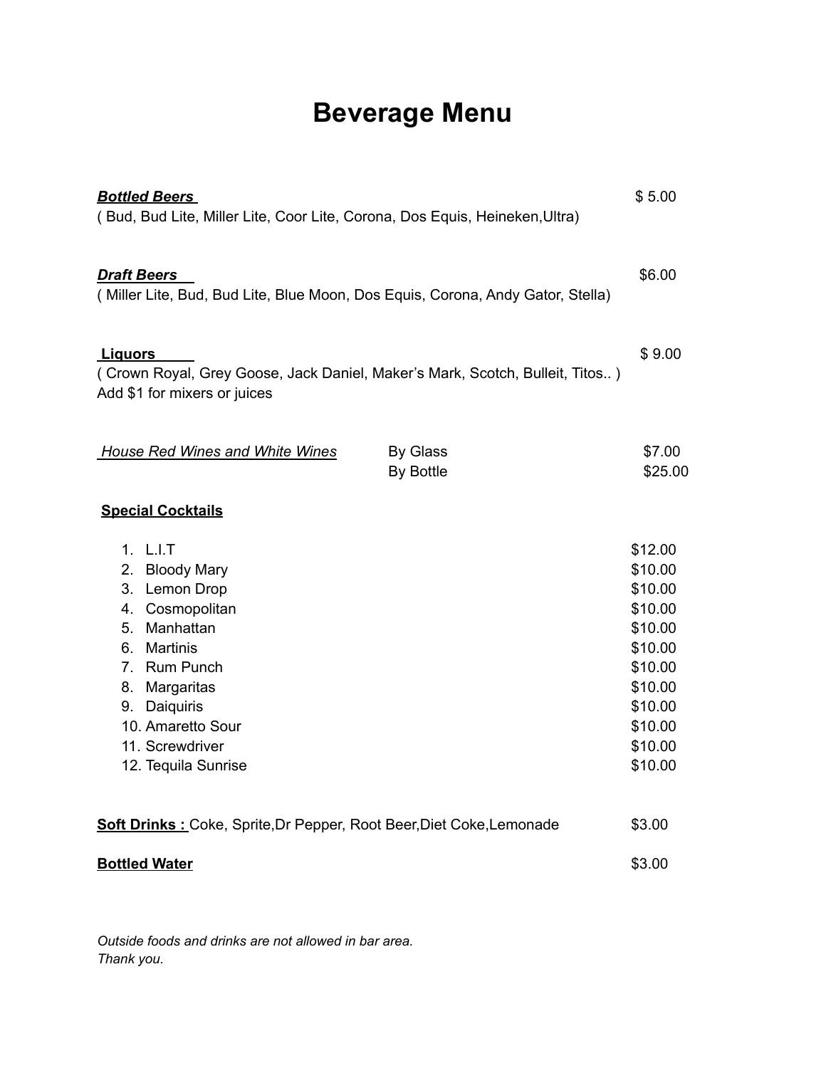# Beverage Menu

***Bottled Beers*** $ 5.00
( Bud, Bud Lite, Miller Lite, Coor Lite, Corona, Dos Equis, Heineken,Ultra)

***Draft Beers*** $6.00
( Miller Lite, Bud, Bud Lite, Blue Moon, Dos Equis, Corona, Andy Gator, Stella)

**Liquors** $ 9.00
( Crown Royal, Grey Goose, Jack Daniel, Maker's Mark, Scotch, Bulleit, Titos.. )
Add $1 for mixers or juices

| *House Red Wines and White Wines* | | |
|---|---|---|
| | By Glass | $7.00 |
| | By Bottle | $25.00 |

**Special Cocktails**

| | |
|---|---|
| 1. L.I.T | $12.00 |
| 2. Bloody Mary | $10.00 |
| 3. Lemon Drop | $10.00 |
| 4. Cosmopolitan | $10.00 |
| 5. Manhattan | $10.00 |
| 6. Martinis | $10.00 |
| 7. Rum Punch | $10.00 |
| 8. Margaritas | $10.00 |
| 9. Daiquiris | $10.00 |
| 10. Amaretto Sour | $10.00 |
| 11. Screwdriver | $10.00 |
| 12. Tequila Sunrise | $10.00 |

**Soft Drinks :** Coke, Sprite,Dr Pepper, Root Beer,Diet Coke,Lemonade $3.00

**Bottled Water** $3.00

*Outside foods and drinks are not allowed in bar area.*
*Thank you.*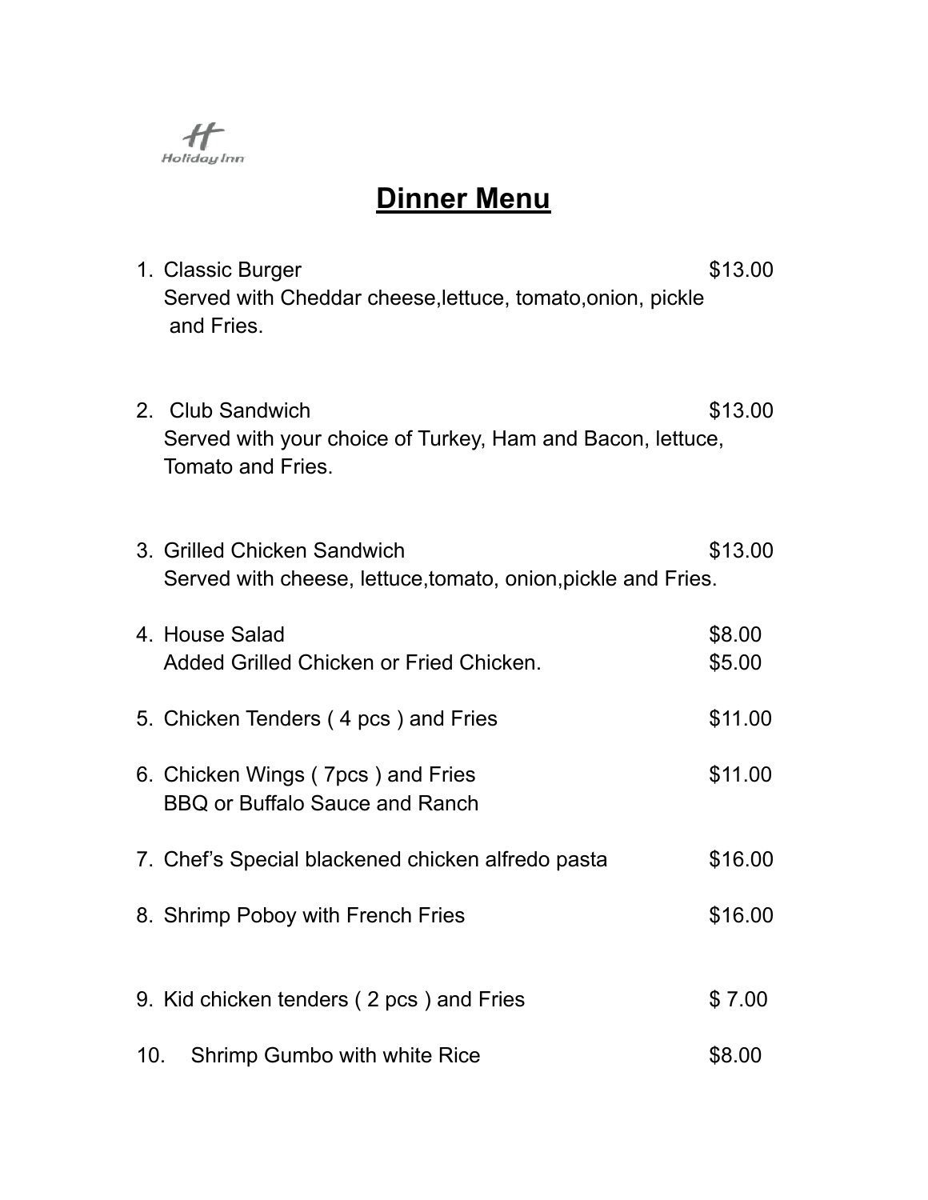Holiday Inn

# Dinner Menu

1. Classic Burger $13.00
   Served with Cheddar cheese,lettuce, tomato,onion, pickle and Fries.

2. Club Sandwich $13.00
   Served with your choice of Turkey, Ham and Bacon, lettuce, Tomato and Fries.

3. Grilled Chicken Sandwich $13.00
   Served with cheese, lettuce,tomato, onion,pickle and Fries.

4. House Salad $8.00
   Added Grilled Chicken or Fried Chicken. $5.00

5. Chicken Tenders ( 4 pcs ) and Fries $11.00

6. Chicken Wings ( 7pcs ) and Fries $11.00
   BBQ or Buffalo Sauce and Ranch

7. Chef's Special blackened chicken alfredo pasta $16.00

8. Shrimp Poboy with French Fries $16.00

9. Kid chicken tenders ( 2 pcs ) and Fries $ 7.00

10. Shrimp Gumbo with white Rice $8.00